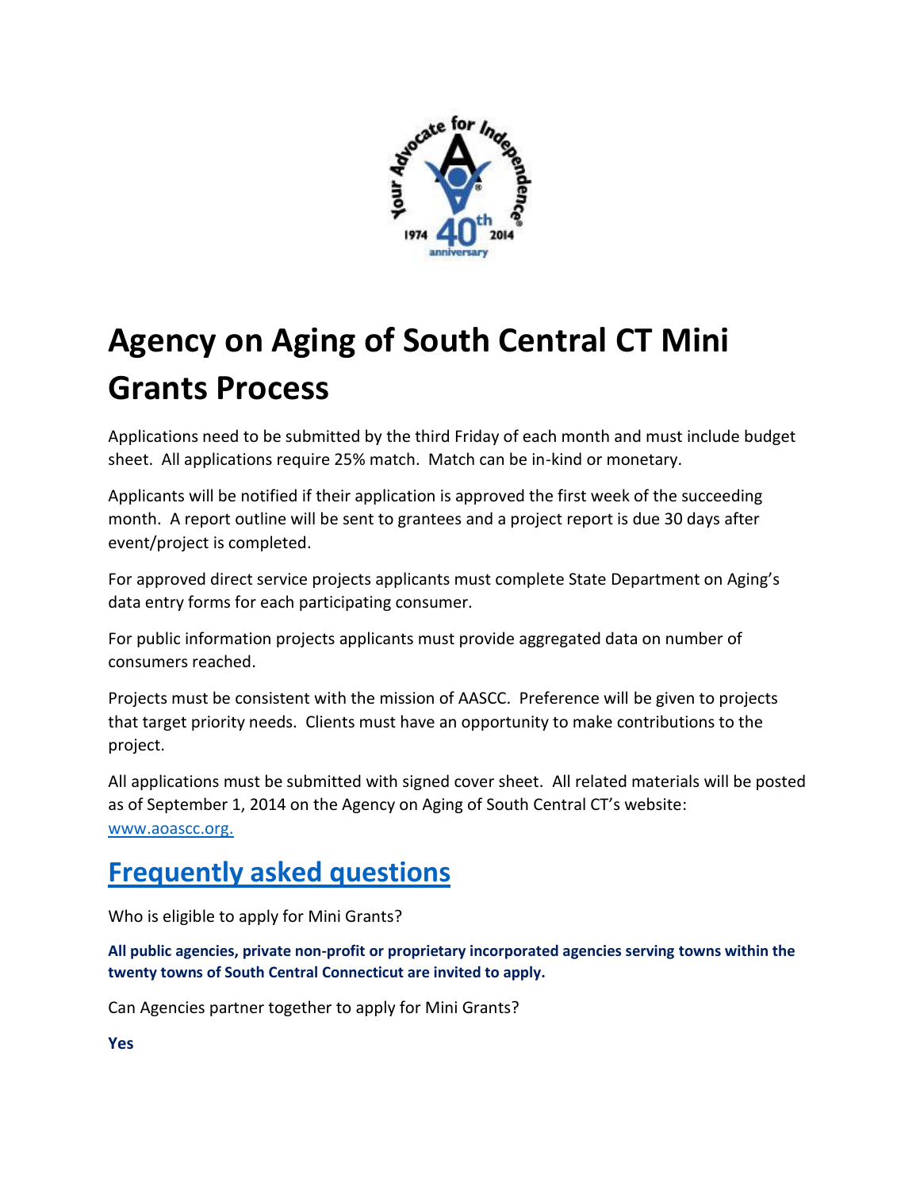# Agency on Aging of South Central CT Mini Grants Process

Applications need to be submitted by the third Friday of each month and must include budget sheet. All applications require 25% match. Match can be in-kind or monetary.

Applicants will be notified if their application is approved the first week of the succeeding month. A report outline will be sent to grantees and a project report is due 30 days after event/project is completed.

For approved direct service projects applicants must complete State Department on Aging's data entry forms for each participating consumer.

For public information projects applicants must provide aggregated data on number of consumers reached.

Projects must be consistent with the mission of AASCC. Preference will be given to projects that target priority needs. Clients must have an opportunity to make contributions to the project.

All applications must be submitted with signed cover sheet. All related materials will be posted as of September 1, 2014 on the Agency on Aging of South Central CT's website: www.aoascc.org.

## Frequently asked questions

Who is eligible to apply for Mini Grants?

**All public agencies, private non-profit or proprietary incorporated agencies serving towns within the twenty towns of South Central Connecticut are invited to apply.**

Can Agencies partner together to apply for Mini Grants?

**Yes**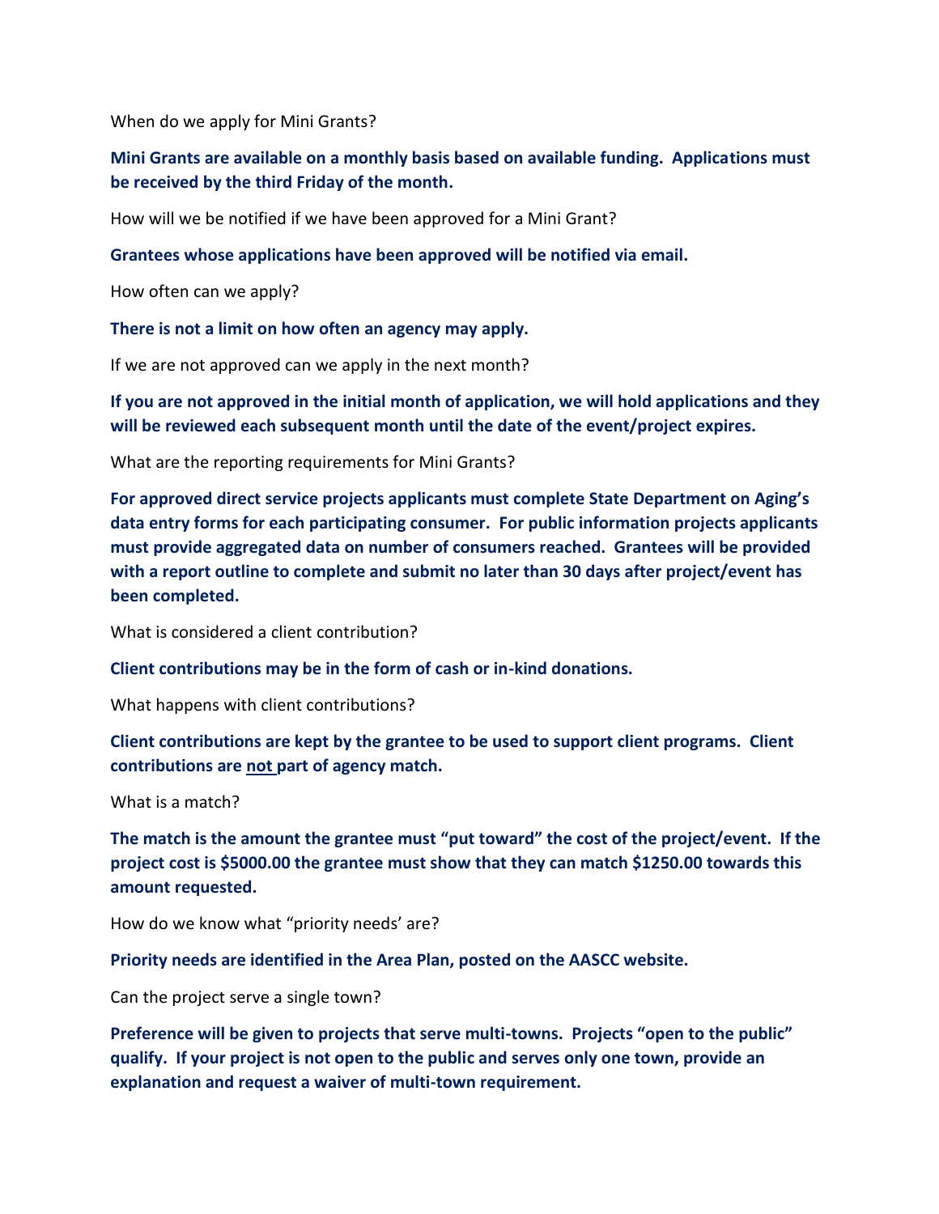When do we apply for Mini Grants?

**Mini Grants are available on a monthly basis based on available funding. Applications must be received by the third Friday of the month.**

How will we be notified if we have been approved for a Mini Grant?

**Grantees whose applications have been approved will be notified via email.**

How often can we apply?

**There is not a limit on how often an agency may apply.**

If we are not approved can we apply in the next month?

**If you are not approved in the initial month of application, we will hold applications and they will be reviewed each subsequent month until the date of the event/project expires.**

What are the reporting requirements for Mini Grants?

**For approved direct service projects applicants must complete State Department on Aging's data entry forms for each participating consumer. For public information projects applicants must provide aggregated data on number of consumers reached. Grantees will be provided with a report outline to complete and submit no later than 30 days after project/event has been completed.**

What is considered a client contribution?

**Client contributions may be in the form of cash or in-kind donations.**

What happens with client contributions?

**Client contributions are kept by the grantee to be used to support client programs. Client contributions are <u>not</u> part of agency match.**

What is a match?

**The match is the amount the grantee must "put toward" the cost of the project/event. If the project cost is $5000.00 the grantee must show that they can match $1250.00 towards this amount requested.**

How do we know what "priority needs' are?

**Priority needs are identified in the Area Plan, posted on the AASCC website.**

Can the project serve a single town?

**Preference will be given to projects that serve multi-towns. Projects "open to the public" qualify. If your project is not open to the public and serves only one town, provide an explanation and request a waiver of multi-town requirement.**